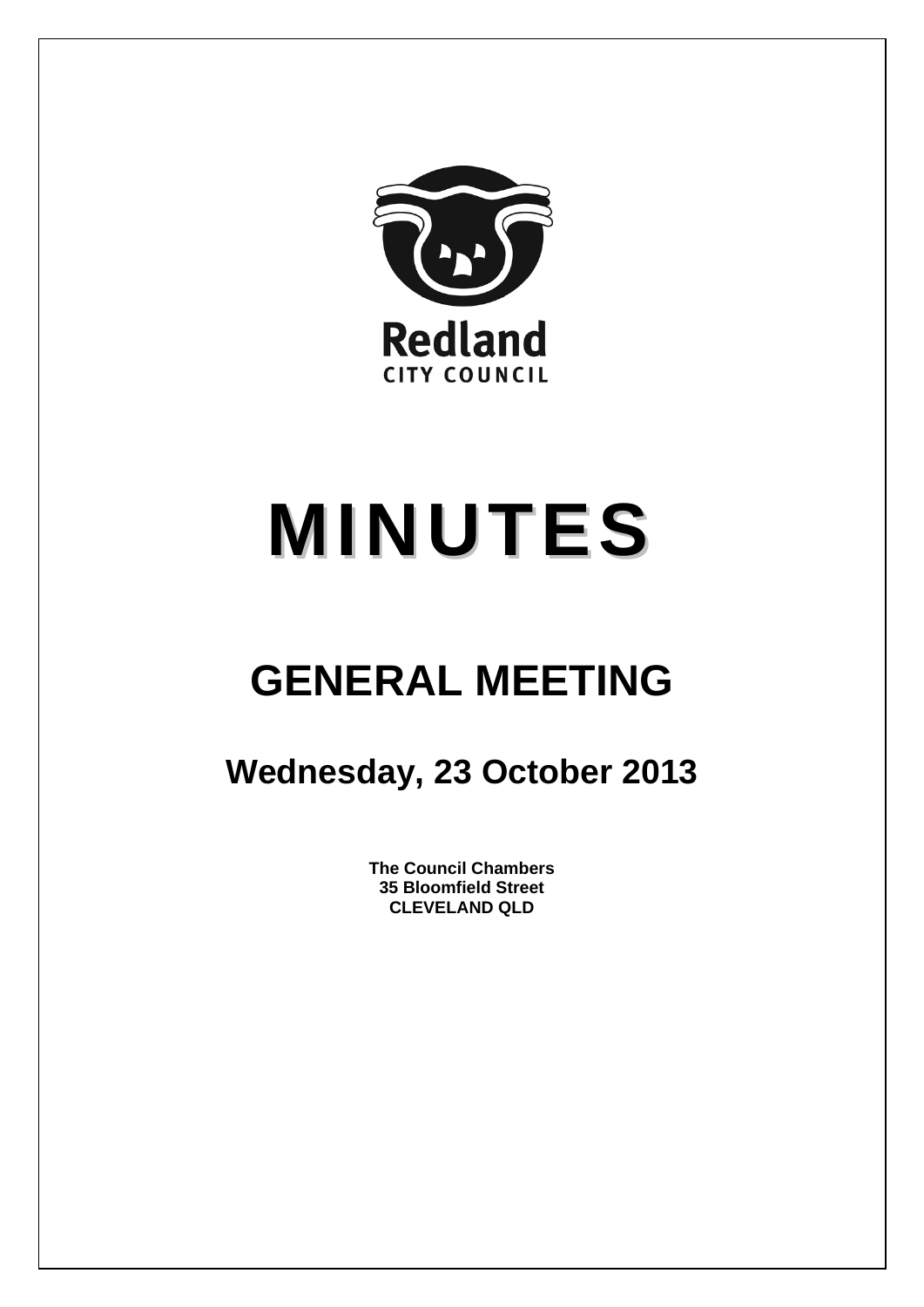Redland
CITY COUNCIL

# MINUTES

## GENERAL MEETING

### Wednesday, 23 October 2013

**The Council Chambers**
**35 Bloomfield Street**
**CLEVELAND QLD**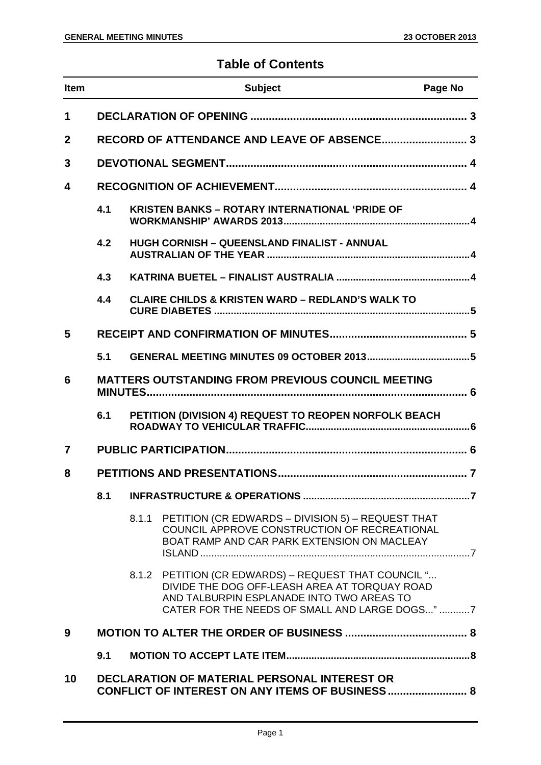# Table of Contents

| Item | | | Subject | Page No |
|---|---|---|---|---|
| **1** | | | **DECLARATION OF OPENING** | **3** |
| **2** | | | **RECORD OF ATTENDANCE AND LEAVE OF ABSENCE** | **3** |
| **3** | | | **DEVOTIONAL SEGMENT** | **4** |
| **4** | | | **RECOGNITION OF ACHIEVEMENT** | **4** |
| | **4.1** | | **KRISTEN BANKS – ROTARY INTERNATIONAL 'PRIDE OF WORKMANSHIP' AWARDS 2013** | **4** |
| | **4.2** | | **HUGH CORNISH – QUEENSLAND FINALIST - ANNUAL AUSTRALIAN OF THE YEAR** | **4** |
| | **4.3** | | **KATRINA BUETEL – FINALIST AUSTRALIA** | **4** |
| | **4.4** | | **CLAIRE CHILDS & KRISTEN WARD – REDLAND'S WALK TO CURE DIABETES** | **5** |
| **5** | | | **RECEIPT AND CONFIRMATION OF MINUTES** | **5** |
| | **5.1** | | **GENERAL MEETING MINUTES 09 OCTOBER 2013** | **5** |
| **6** | | | **MATTERS OUTSTANDING FROM PREVIOUS COUNCIL MEETING MINUTES** | **6** |
| | **6.1** | | **PETITION (DIVISION 4) REQUEST TO REOPEN NORFOLK BEACH ROADWAY TO VEHICULAR TRAFFIC** | **6** |
| **7** | | | **PUBLIC PARTICIPATION** | **6** |
| **8** | | | **PETITIONS AND PRESENTATIONS** | **7** |
| | **8.1** | | **INFRASTRUCTURE & OPERATIONS** | **7** |
| | | 8.1.1 | PETITION (CR EDWARDS – DIVISION 5) – REQUEST THAT COUNCIL APPROVE CONSTRUCTION OF RECREATIONAL BOAT RAMP AND CAR PARK EXTENSION ON MACLEAY ISLAND | 7 |
| | | 8.1.2 | PETITION (CR EDWARDS) – REQUEST THAT COUNCIL "... DIVIDE THE DOG OFF-LEASH AREA AT TORQUAY ROAD AND TALBURPIN ESPLANADE INTO TWO AREAS TO CATER FOR THE NEEDS OF SMALL AND LARGE DOGS..." | 7 |
| **9** | | | **MOTION TO ALTER THE ORDER OF BUSINESS** | **8** |
| | **9.1** | | **MOTION TO ACCEPT LATE ITEM** | **8** |
| **10** | | | **DECLARATION OF MATERIAL PERSONAL INTEREST OR CONFLICT OF INTEREST ON ANY ITEMS OF BUSINESS** | **8** |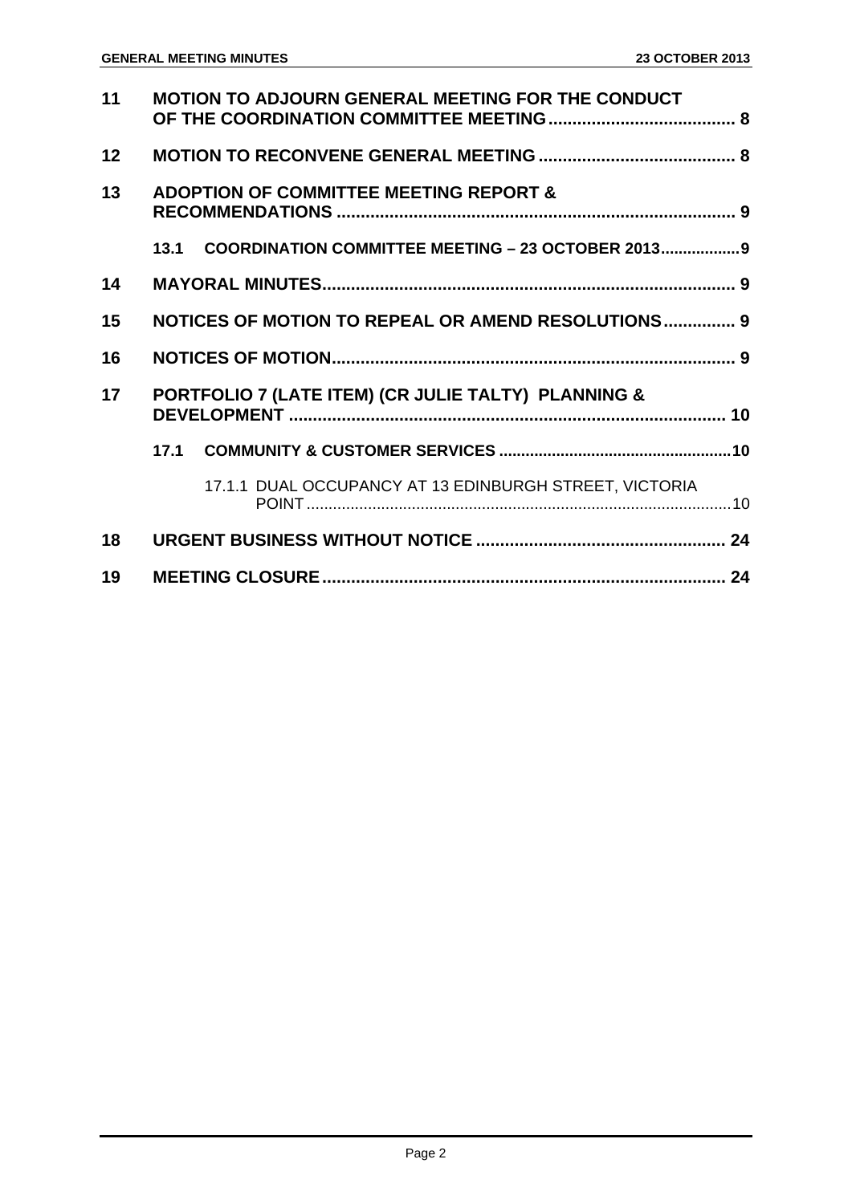| | | |
|---|---|---|
| **11** | **MOTION TO ADJOURN GENERAL MEETING FOR THE CONDUCT OF THE COORDINATION COMMITTEE MEETING** | **8** |
| **12** | **MOTION TO RECONVENE GENERAL MEETING** | **8** |
| **13** | **ADOPTION OF COMMITTEE MEETING REPORT & RECOMMENDATIONS** | **9** |
| | **13.1 COORDINATION COMMITTEE MEETING – 23 OCTOBER 2013** | **9** |
| **14** | **MAYORAL MINUTES** | **9** |
| **15** | **NOTICES OF MOTION TO REPEAL OR AMEND RESOLUTIONS** | **9** |
| **16** | **NOTICES OF MOTION** | **9** |
| **17** | **PORTFOLIO 7 (LATE ITEM) (CR JULIE TALTY) PLANNING & DEVELOPMENT** | **10** |
| | **17.1 COMMUNITY & CUSTOMER SERVICES** | **10** |
| | 17.1.1 DUAL OCCUPANCY AT 13 EDINBURGH STREET, VICTORIA POINT | 10 |
| **18** | **URGENT BUSINESS WITHOUT NOTICE** | **24** |
| **19** | **MEETING CLOSURE** | **24** |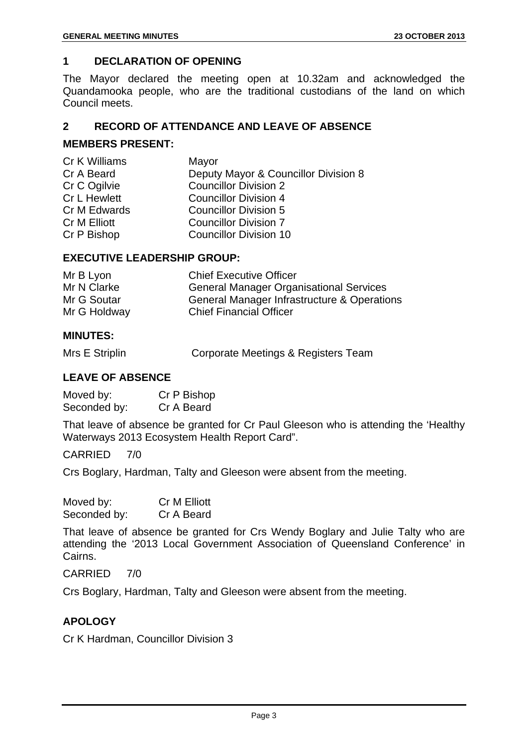## 1 DECLARATION OF OPENING

The Mayor declared the meeting open at 10.32am and acknowledged the Quandamooka people, who are the traditional custodians of the land on which Council meets.

## 2 RECORD OF ATTENDANCE AND LEAVE OF ABSENCE

### MEMBERS PRESENT:

| | |
|---|---|
| Cr K Williams | Mayor |
| Cr A Beard | Deputy Mayor & Councillor Division 8 |
| Cr C Ogilvie | Councillor Division 2 |
| Cr L Hewlett | Councillor Division 4 |
| Cr M Edwards | Councillor Division 5 |
| Cr M Elliott | Councillor Division 7 |
| Cr P Bishop | Councillor Division 10 |

### EXECUTIVE LEADERSHIP GROUP:

| | |
|---|---|
| Mr B Lyon | Chief Executive Officer |
| Mr N Clarke | General Manager Organisational Services |
| Mr G Soutar | General Manager Infrastructure & Operations |
| Mr G Holdway | Chief Financial Officer |

### MINUTES:

| | |
|---|---|
| Mrs E Striplin | Corporate Meetings & Registers Team |

### LEAVE OF ABSENCE

Moved by: Cr P Bishop
Seconded by: Cr A Beard

That leave of absence be granted for Cr Paul Gleeson who is attending the 'Healthy Waterways 2013 Ecosystem Health Report Card".

CARRIED 7/0

Crs Boglary, Hardman, Talty and Gleeson were absent from the meeting.

Moved by: Cr M Elliott
Seconded by: Cr A Beard

That leave of absence be granted for Crs Wendy Boglary and Julie Talty who are attending the '2013 Local Government Association of Queensland Conference' in Cairns.

CARRIED 7/0

Crs Boglary, Hardman, Talty and Gleeson were absent from the meeting.

### APOLOGY

Cr K Hardman, Councillor Division 3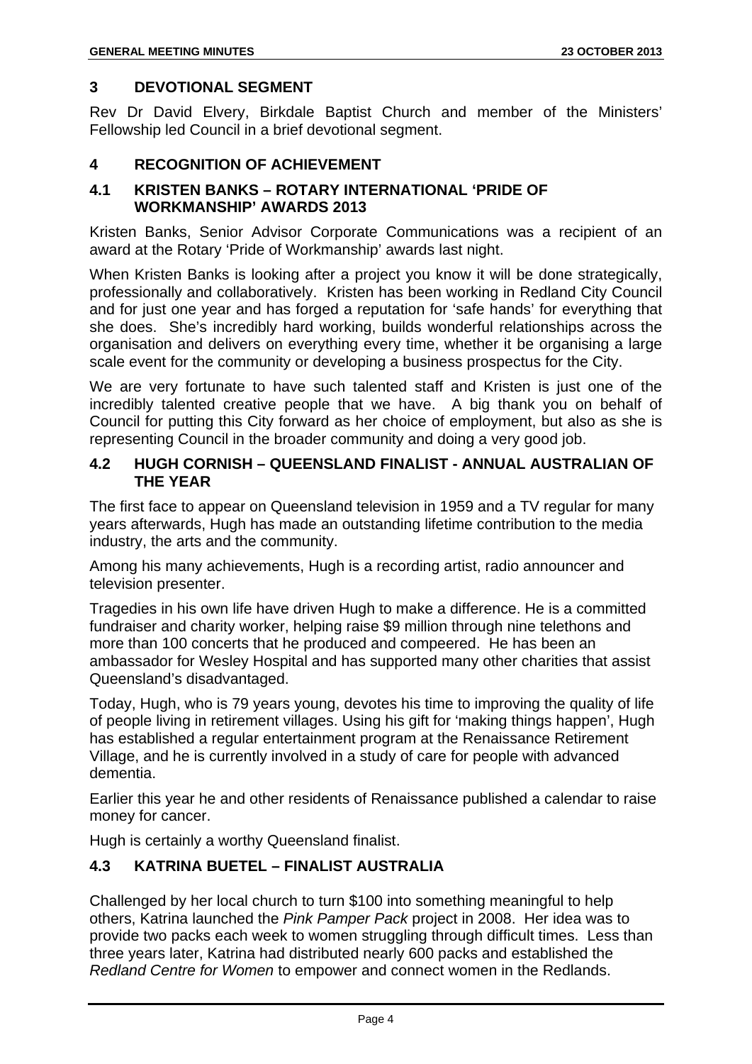## 3 DEVOTIONAL SEGMENT

Rev Dr David Elvery, Birkdale Baptist Church and member of the Ministers' Fellowship led Council in a brief devotional segment.

## 4 RECOGNITION OF ACHIEVEMENT

### 4.1 KRISTEN BANKS – ROTARY INTERNATIONAL 'PRIDE OF WORKMANSHIP' AWARDS 2013

Kristen Banks, Senior Advisor Corporate Communications was a recipient of an award at the Rotary 'Pride of Workmanship' awards last night.

When Kristen Banks is looking after a project you know it will be done strategically, professionally and collaboratively. Kristen has been working in Redland City Council and for just one year and has forged a reputation for 'safe hands' for everything that she does. She's incredibly hard working, builds wonderful relationships across the organisation and delivers on everything every time, whether it be organising a large scale event for the community or developing a business prospectus for the City.

We are very fortunate to have such talented staff and Kristen is just one of the incredibly talented creative people that we have. A big thank you on behalf of Council for putting this City forward as her choice of employment, but also as she is representing Council in the broader community and doing a very good job.

### 4.2 HUGH CORNISH – QUEENSLAND FINALIST - ANNUAL AUSTRALIAN OF THE YEAR

The first face to appear on Queensland television in 1959 and a TV regular for many years afterwards, Hugh has made an outstanding lifetime contribution to the media industry, the arts and the community.

Among his many achievements, Hugh is a recording artist, radio announcer and television presenter.

Tragedies in his own life have driven Hugh to make a difference. He is a committed fundraiser and charity worker, helping raise $9 million through nine telethons and more than 100 concerts that he produced and compeered. He has been an ambassador for Wesley Hospital and has supported many other charities that assist Queensland's disadvantaged.

Today, Hugh, who is 79 years young, devotes his time to improving the quality of life of people living in retirement villages. Using his gift for 'making things happen', Hugh has established a regular entertainment program at the Renaissance Retirement Village, and he is currently involved in a study of care for people with advanced dementia.

Earlier this year he and other residents of Renaissance published a calendar to raise money for cancer.

Hugh is certainly a worthy Queensland finalist.

### 4.3 KATRINA BUETEL – FINALIST AUSTRALIA

Challenged by her local church to turn $100 into something meaningful to help others, Katrina launched the *Pink Pamper Pack* project in 2008. Her idea was to provide two packs each week to women struggling through difficult times. Less than three years later, Katrina had distributed nearly 600 packs and established the *Redland Centre for Women* to empower and connect women in the Redlands.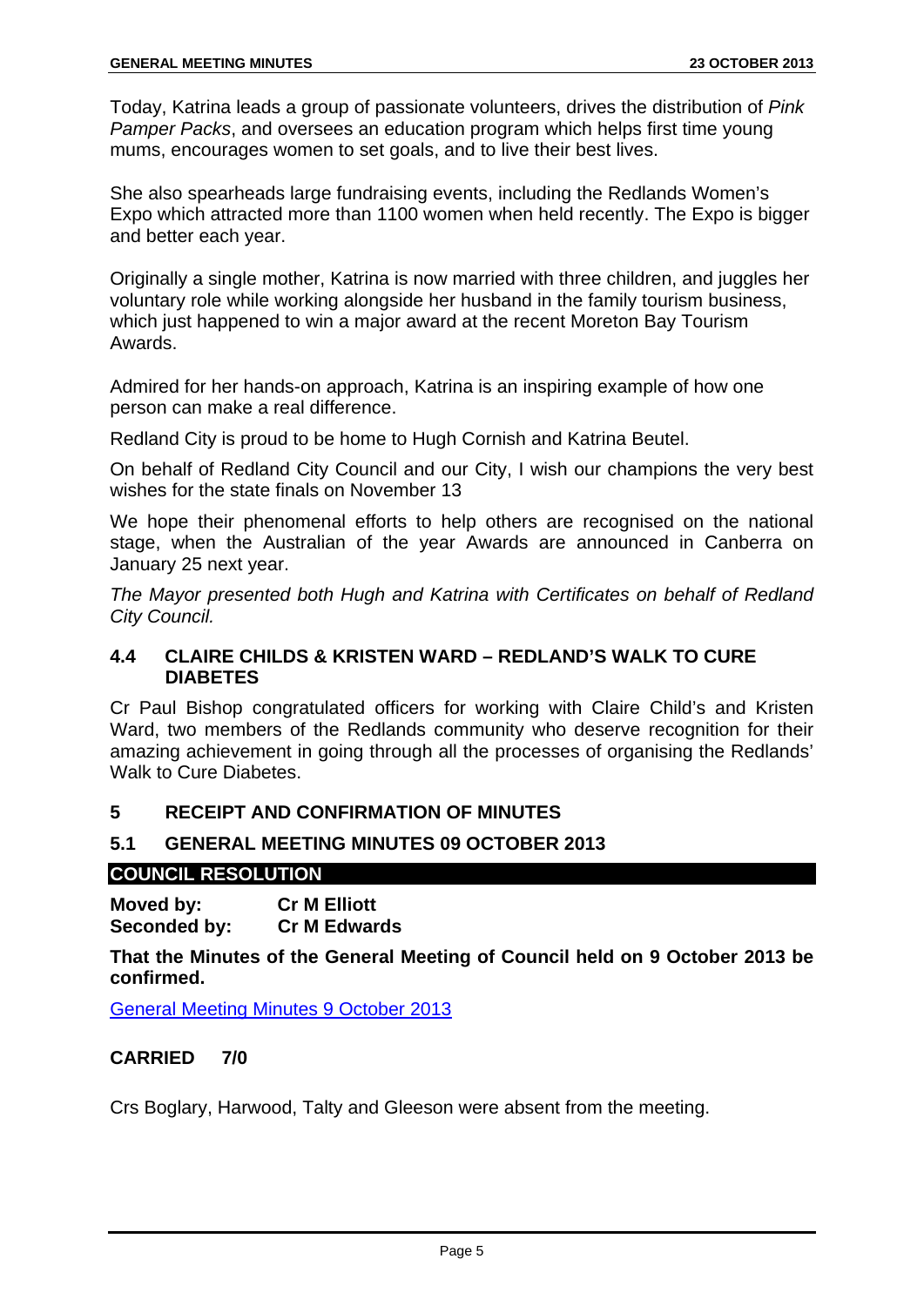Today, Katrina leads a group of passionate volunteers, drives the distribution of *Pink Pamper Packs*, and oversees an education program which helps first time young mums, encourages women to set goals, and to live their best lives.

She also spearheads large fundraising events, including the Redlands Women's Expo which attracted more than 1100 women when held recently. The Expo is bigger and better each year.

Originally a single mother, Katrina is now married with three children, and juggles her voluntary role while working alongside her husband in the family tourism business, which just happened to win a major award at the recent Moreton Bay Tourism Awards.

Admired for her hands-on approach, Katrina is an inspiring example of how one person can make a real difference.

Redland City is proud to be home to Hugh Cornish and Katrina Beutel.

On behalf of Redland City Council and our City, I wish our champions the very best wishes for the state finals on November 13

We hope their phenomenal efforts to help others are recognised on the national stage, when the Australian of the year Awards are announced in Canberra on January 25 next year.

*The Mayor presented both Hugh and Katrina with Certificates on behalf of Redland City Council.*

### 4.4 CLAIRE CHILDS & KRISTEN WARD – REDLAND'S WALK TO CURE DIABETES

Cr Paul Bishop congratulated officers for working with Claire Child's and Kristen Ward, two members of the Redlands community who deserve recognition for their amazing achievement in going through all the processes of organising the Redlands' Walk to Cure Diabetes.

## 5 RECEIPT AND CONFIRMATION OF MINUTES

### 5.1 GENERAL MEETING MINUTES 09 OCTOBER 2013

**COUNCIL RESOLUTION**

**Moved by:** **Cr M Elliott**
**Seconded by:** **Cr M Edwards**

**That the Minutes of the General Meeting of Council held on 9 October 2013 be confirmed.**

General Meeting Minutes 9 October 2013

**CARRIED 7/0**

Crs Boglary, Harwood, Talty and Gleeson were absent from the meeting.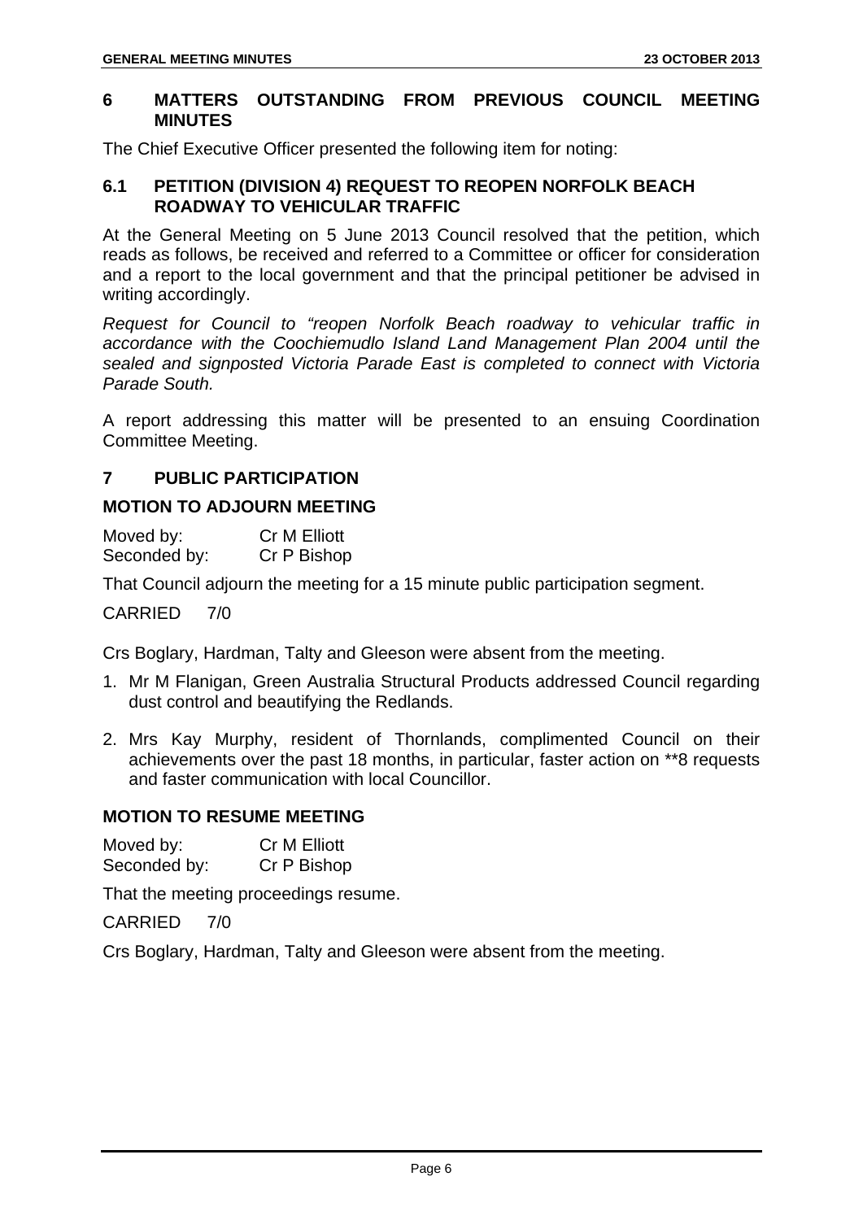## 6 MATTERS OUTSTANDING FROM PREVIOUS COUNCIL MEETING MINUTES

The Chief Executive Officer presented the following item for noting:

### 6.1 PETITION (DIVISION 4) REQUEST TO REOPEN NORFOLK BEACH ROADWAY TO VEHICULAR TRAFFIC

At the General Meeting on 5 June 2013 Council resolved that the petition, which reads as follows, be received and referred to a Committee or officer for consideration and a report to the local government and that the principal petitioner be advised in writing accordingly.

*Request for Council to "reopen Norfolk Beach roadway to vehicular traffic in accordance with the Coochiemudlo Island Land Management Plan 2004 until the sealed and signposted Victoria Parade East is completed to connect with Victoria Parade South.*

A report addressing this matter will be presented to an ensuing Coordination Committee Meeting.

## 7 PUBLIC PARTICIPATION

### MOTION TO ADJOURN MEETING

Moved by: Cr M Elliott
Seconded by: Cr P Bishop

That Council adjourn the meeting for a 15 minute public participation segment.

CARRIED 7/0

Crs Boglary, Hardman, Talty and Gleeson were absent from the meeting.

1. Mr M Flanigan, Green Australia Structural Products addressed Council regarding dust control and beautifying the Redlands.
2. Mrs Kay Murphy, resident of Thornlands, complimented Council on their achievements over the past 18 months, in particular, faster action on **8 requests and faster communication with local Councillor.

### MOTION TO RESUME MEETING

Moved by: Cr M Elliott
Seconded by: Cr P Bishop

That the meeting proceedings resume.

CARRIED 7/0

Crs Boglary, Hardman, Talty and Gleeson were absent from the meeting.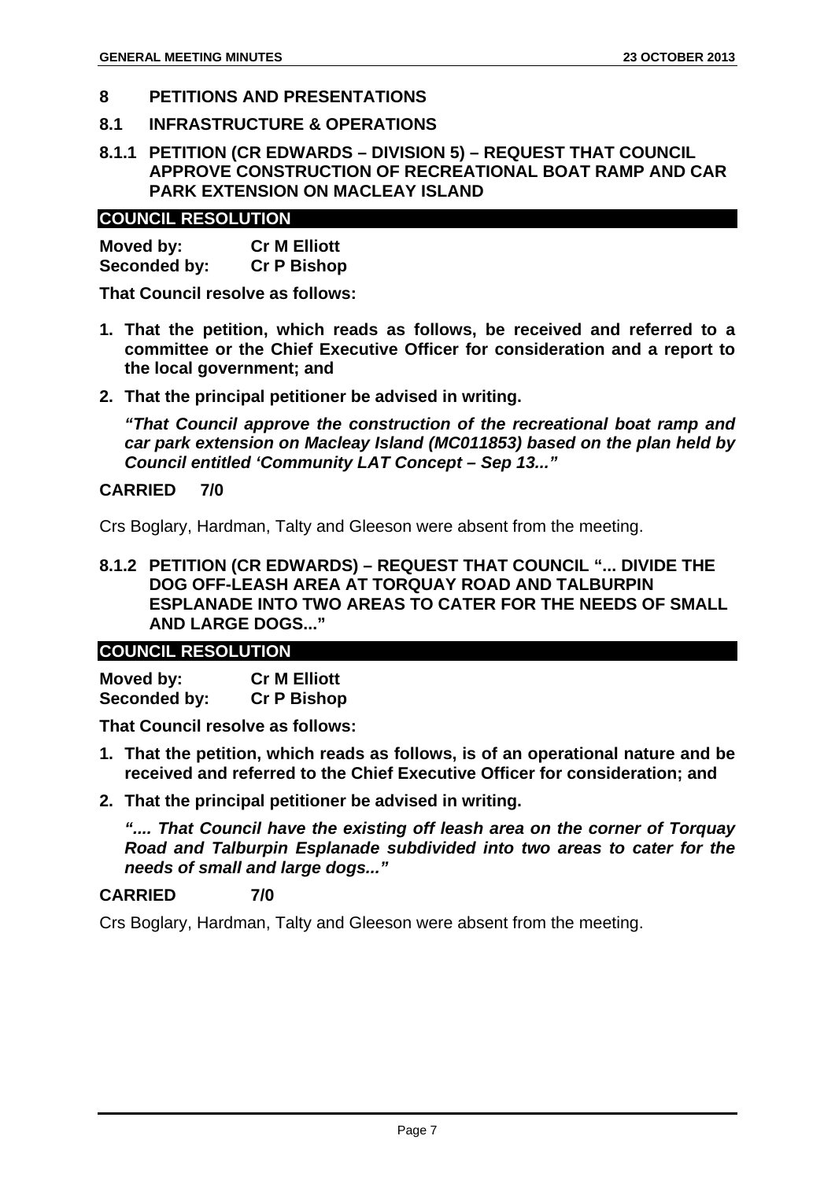## 8 PETITIONS AND PRESENTATIONS

### 8.1 INFRASTRUCTURE & OPERATIONS

#### 8.1.1 PETITION (CR EDWARDS – DIVISION 5) – REQUEST THAT COUNCIL APPROVE CONSTRUCTION OF RECREATIONAL BOAT RAMP AND CAR PARK EXTENSION ON MACLEAY ISLAND

**COUNCIL RESOLUTION**

**Moved by:** **Cr M Elliott**
**Seconded by:** **Cr P Bishop**

**That Council resolve as follows:**

1. **That the petition, which reads as follows, be received and referred to a committee or the Chief Executive Officer for consideration and a report to the local government; and**
2. **That the principal petitioner be advised in writing.**

***"That Council approve the construction of the recreational boat ramp and car park extension on Macleay Island (MC011853) based on the plan held by Council entitled 'Community LAT Concept – Sep 13..."***

**CARRIED 7/0**

Crs Boglary, Hardman, Talty and Gleeson were absent from the meeting.

#### 8.1.2 PETITION (CR EDWARDS) – REQUEST THAT COUNCIL "... DIVIDE THE DOG OFF-LEASH AREA AT TORQUAY ROAD AND TALBURPIN ESPLANADE INTO TWO AREAS TO CATER FOR THE NEEDS OF SMALL AND LARGE DOGS..."

**COUNCIL RESOLUTION**

**Moved by:** **Cr M Elliott**
**Seconded by:** **Cr P Bishop**

**That Council resolve as follows:**

1. **That the petition, which reads as follows, is of an operational nature and be received and referred to the Chief Executive Officer for consideration; and**
2. **That the principal petitioner be advised in writing.**

***".... That Council have the existing off leash area on the corner of Torquay Road and Talburpin Esplanade subdivided into two areas to cater for the needs of small and large dogs..."***

**CARRIED 7/0**

Crs Boglary, Hardman, Talty and Gleeson were absent from the meeting.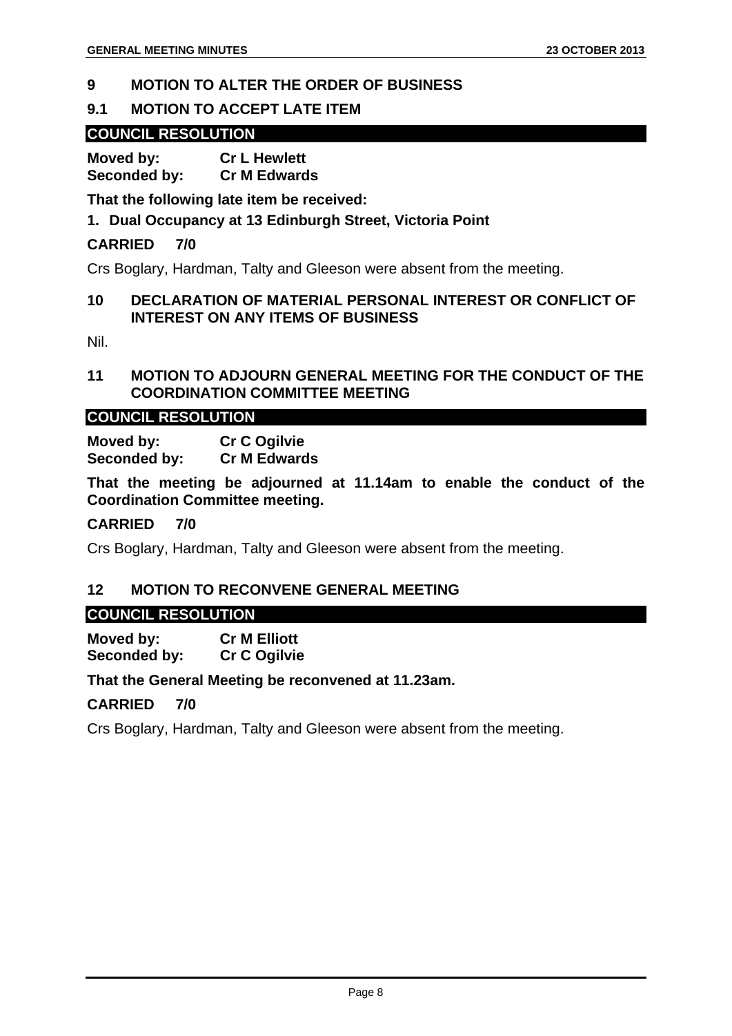## 9 MOTION TO ALTER THE ORDER OF BUSINESS

### 9.1 MOTION TO ACCEPT LATE ITEM

**COUNCIL RESOLUTION**

**Moved by:** **Cr L Hewlett**
**Seconded by:** **Cr M Edwards**

**That the following late item be received:**

**1. Dual Occupancy at 13 Edinburgh Street, Victoria Point**

**CARRIED 7/0**

Crs Boglary, Hardman, Talty and Gleeson were absent from the meeting.

## 10 DECLARATION OF MATERIAL PERSONAL INTEREST OR CONFLICT OF INTEREST ON ANY ITEMS OF BUSINESS

Nil.

## 11 MOTION TO ADJOURN GENERAL MEETING FOR THE CONDUCT OF THE COORDINATION COMMITTEE MEETING

**COUNCIL RESOLUTION**

**Moved by:** **Cr C Ogilvie**
**Seconded by:** **Cr M Edwards**

**That the meeting be adjourned at 11.14am to enable the conduct of the Coordination Committee meeting.**

**CARRIED 7/0**

Crs Boglary, Hardman, Talty and Gleeson were absent from the meeting.

## 12 MOTION TO RECONVENE GENERAL MEETING

**COUNCIL RESOLUTION**

**Moved by:** **Cr M Elliott**
**Seconded by:** **Cr C Ogilvie**

**That the General Meeting be reconvened at 11.23am.**

**CARRIED 7/0**

Crs Boglary, Hardman, Talty and Gleeson were absent from the meeting.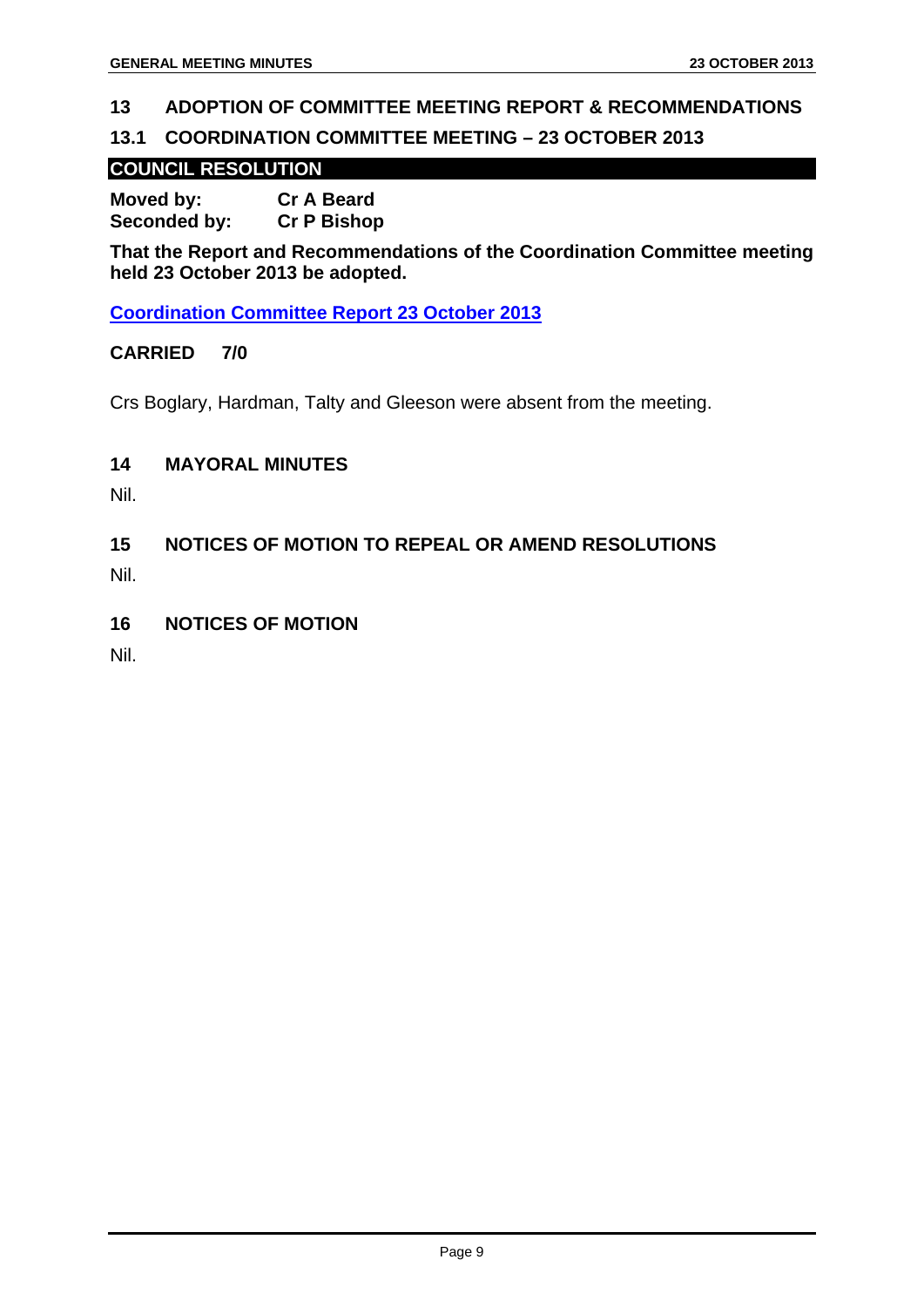## 13 ADOPTION OF COMMITTEE MEETING REPORT & RECOMMENDATIONS

### 13.1 COORDINATION COMMITTEE MEETING – 23 OCTOBER 2013

**COUNCIL RESOLUTION**

**Moved by:** **Cr A Beard**
**Seconded by:** **Cr P Bishop**

**That the Report and Recommendations of the Coordination Committee meeting held 23 October 2013 be adopted.**

**Coordination Committee Report 23 October 2013**

**CARRIED 7/0**

Crs Boglary, Hardman, Talty and Gleeson were absent from the meeting.

## 14 MAYORAL MINUTES

Nil.

## 15 NOTICES OF MOTION TO REPEAL OR AMEND RESOLUTIONS

Nil.

## 16 NOTICES OF MOTION

Nil.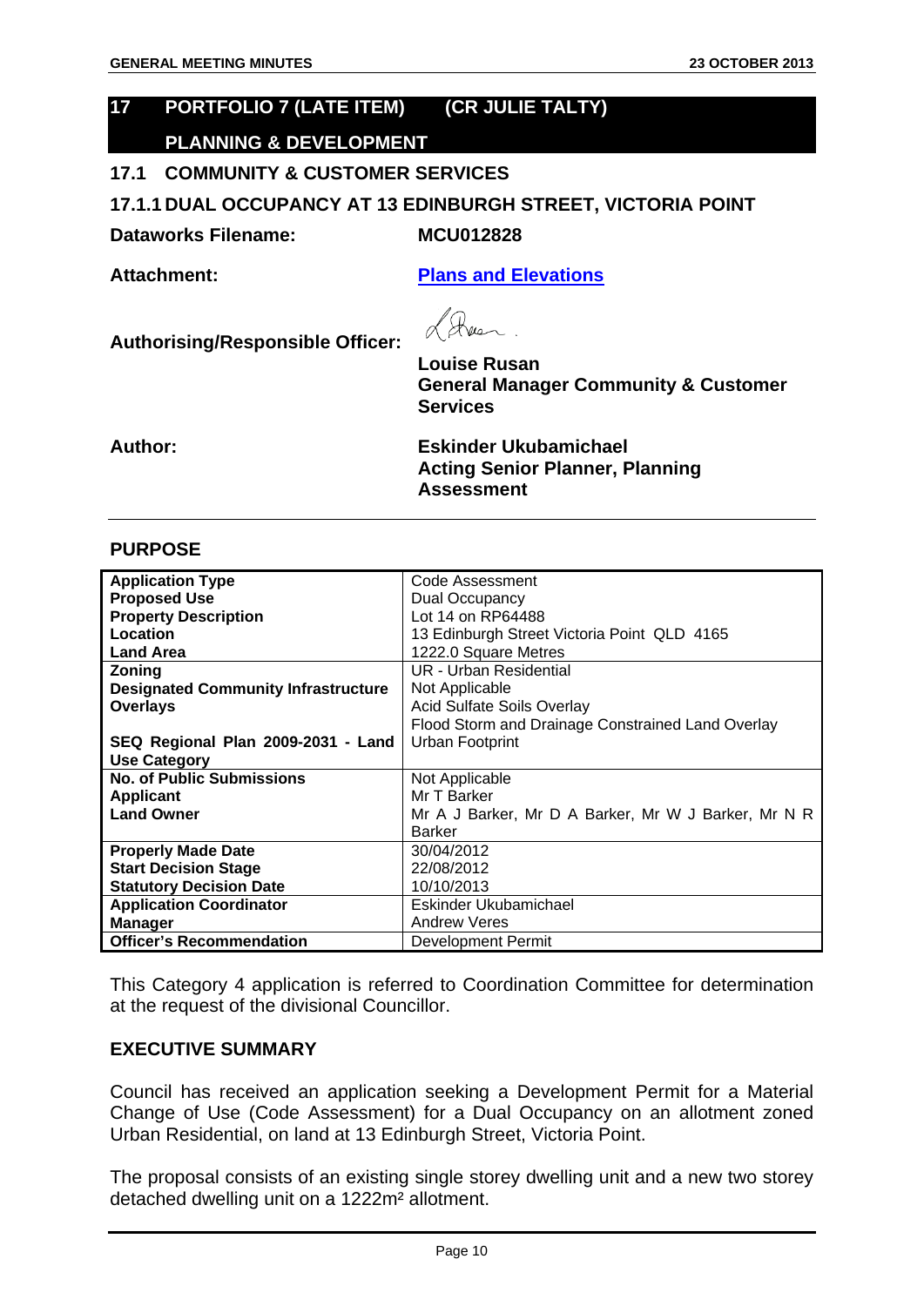## 17 PORTFOLIO 7 (LATE ITEM) (CR JULIE TALTY)

## PLANNING & DEVELOPMENT

### 17.1 COMMUNITY & CUSTOMER SERVICES

### 17.1.1 DUAL OCCUPANCY AT 13 EDINBURGH STREET, VICTORIA POINT

**Dataworks Filename:** MCU012828

**Attachment:** [Plans and Elevations]

**Authorising/Responsible Officer:**
**Louise Rusan**
**General Manager Community & Customer Services**

**Author:**
**Eskinder Ukubamichael**
**Acting Senior Planner, Planning Assessment**

## PURPOSE

| | |
|---|---|
| **Application Type** | Code Assessment |
| **Proposed Use** | Dual Occupancy |
| **Property Description** | Lot 14 on RP64488 |
| **Location** | 13 Edinburgh Street Victoria Point QLD 4165 |
| **Land Area** | 1222.0 Square Metres |
| **Zoning** | UR - Urban Residential |
| **Designated Community Infrastructure** | Not Applicable |
| **Overlays** | Acid Sulfate Soils Overlay<br>Flood Storm and Drainage Constrained Land Overlay |
| **SEQ Regional Plan 2009-2031 - Land Use Category** | Urban Footprint |
| **No. of Public Submissions** | Not Applicable |
| **Applicant** | Mr T Barker |
| **Land Owner** | Mr A J Barker, Mr D A Barker, Mr W J Barker, Mr N R Barker |
| **Properly Made Date** | 30/04/2012 |
| **Start Decision Stage** | 22/08/2012 |
| **Statutory Decision Date** | 10/10/2013 |
| **Application Coordinator** | Eskinder Ukubamichael |
| **Manager** | Andrew Veres |
| **Officer's Recommendation** | Development Permit |

This Category 4 application is referred to Coordination Committee for determination at the request of the divisional Councillor.

## EXECUTIVE SUMMARY

Council has received an application seeking a Development Permit for a Material Change of Use (Code Assessment) for a Dual Occupancy on an allotment zoned Urban Residential, on land at 13 Edinburgh Street, Victoria Point.

The proposal consists of an existing single storey dwelling unit and a new two storey detached dwelling unit on a 1222m² allotment.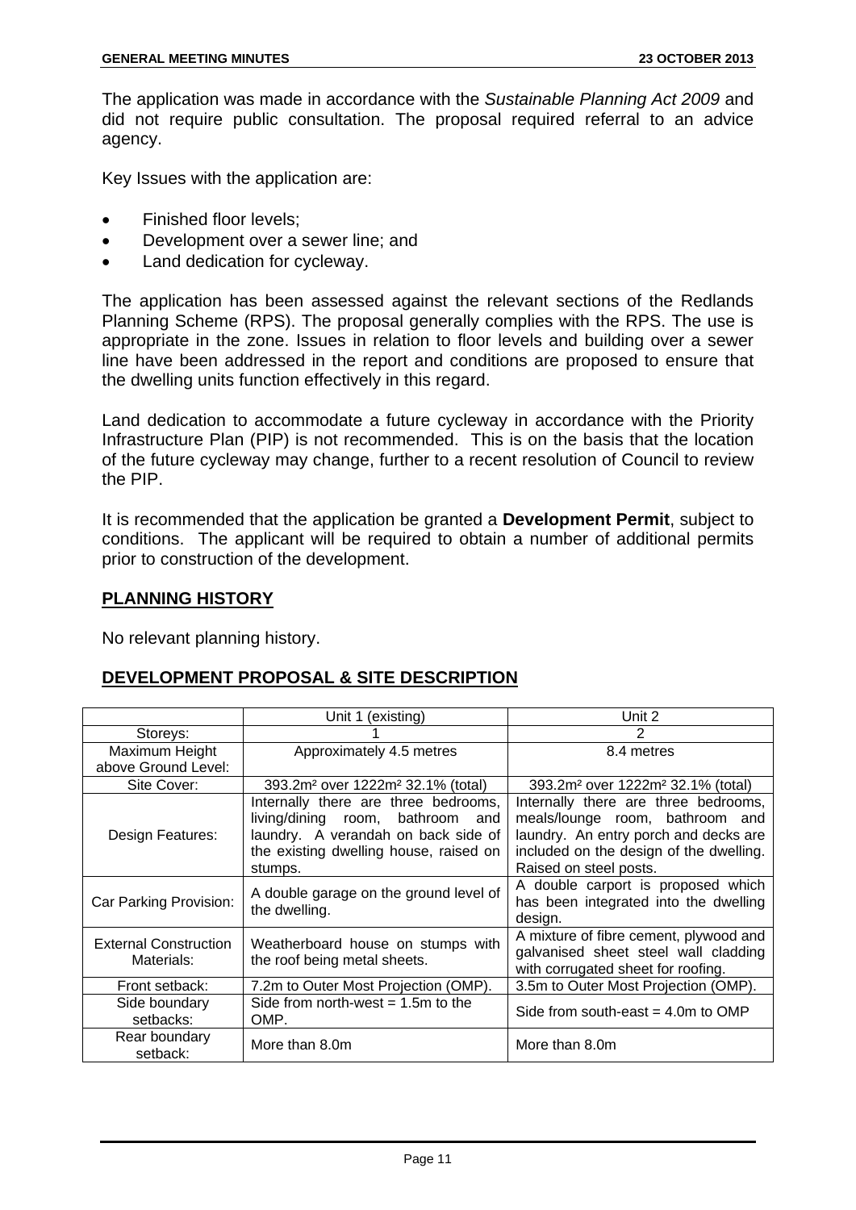The application was made in accordance with the *Sustainable Planning Act 2009* and did not require public consultation. The proposal required referral to an advice agency.

Key Issues with the application are:

- Finished floor levels;
- Development over a sewer line; and
- Land dedication for cycleway.

The application has been assessed against the relevant sections of the Redlands Planning Scheme (RPS). The proposal generally complies with the RPS. The use is appropriate in the zone. Issues in relation to floor levels and building over a sewer line have been addressed in the report and conditions are proposed to ensure that the dwelling units function effectively in this regard.

Land dedication to accommodate a future cycleway in accordance with the Priority Infrastructure Plan (PIP) is not recommended. This is on the basis that the location of the future cycleway may change, further to a recent resolution of Council to review the PIP.

It is recommended that the application be granted a **Development Permit**, subject to conditions. The applicant will be required to obtain a number of additional permits prior to construction of the development.

## PLANNING HISTORY

No relevant planning history.

## DEVELOPMENT PROPOSAL & SITE DESCRIPTION

| | Unit 1 (existing) | Unit 2 |
|---|---|---|
| Storeys: | 1 | 2 |
| Maximum Height above Ground Level: | Approximately 4.5 metres | 8.4 metres |
| Site Cover: | 393.2m² over 1222m² 32.1% (total) | 393.2m² over 1222m² 32.1% (total) |
| Design Features: | Internally there are three bedrooms, living/dining room, bathroom and laundry. A verandah on back side of the existing dwelling house, raised on stumps. | Internally there are three bedrooms, meals/lounge room, bathroom and laundry. An entry porch and decks are included on the design of the dwelling. Raised on steel posts. |
| Car Parking Provision: | A double garage on the ground level of the dwelling. | A double carport is proposed which has been integrated into the dwelling design. |
| External Construction Materials: | Weatherboard house on stumps with the roof being metal sheets. | A mixture of fibre cement, plywood and galvanised sheet steel wall cladding with corrugated sheet for roofing. |
| Front setback: | 7.2m to Outer Most Projection (OMP). | 3.5m to Outer Most Projection (OMP). |
| Side boundary setbacks: | Side from north-west = 1.5m to the OMP. | Side from south-east = 4.0m to OMP |
| Rear boundary setback: | More than 8.0m | More than 8.0m |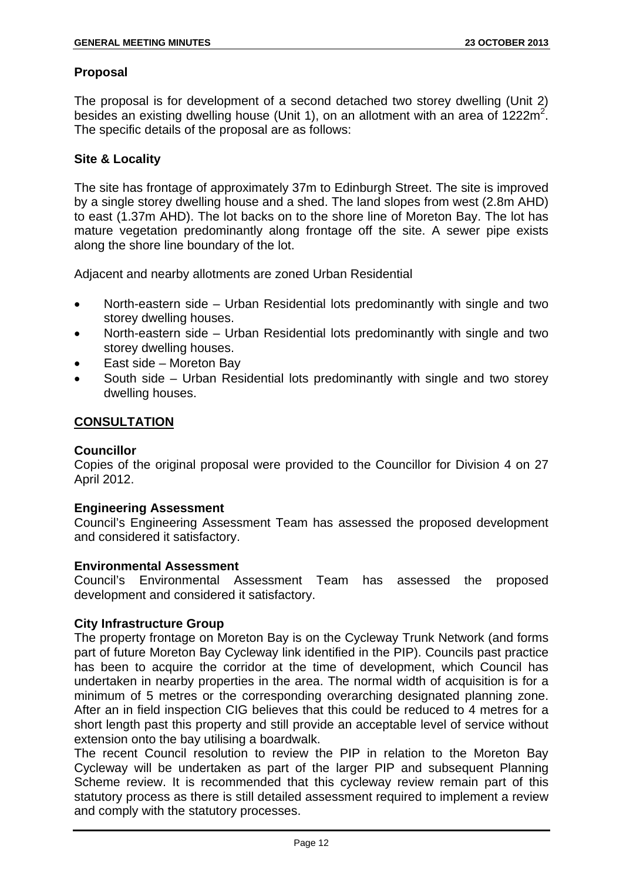**Proposal**

The proposal is for development of a second detached two storey dwelling (Unit 2) besides an existing dwelling house (Unit 1), on an allotment with an area of 1222m$^2$. The specific details of the proposal are as follows:

**Site & Locality**

The site has frontage of approximately 37m to Edinburgh Street. The site is improved by a single storey dwelling house and a shed. The land slopes from west (2.8m AHD) to east (1.37m AHD). The lot backs on to the shore line of Moreton Bay. The lot has mature vegetation predominantly along frontage off the site. A sewer pipe exists along the shore line boundary of the lot.

Adjacent and nearby allotments are zoned Urban Residential

- North-eastern side – Urban Residential lots predominantly with single and two storey dwelling houses.
- North-eastern side – Urban Residential lots predominantly with single and two storey dwelling houses.
- East side – Moreton Bay
- South side – Urban Residential lots predominantly with single and two storey dwelling houses.

## CONSULTATION

**Councillor**
Copies of the original proposal were provided to the Councillor for Division 4 on 27 April 2012.

**Engineering Assessment**
Council's Engineering Assessment Team has assessed the proposed development and considered it satisfactory.

**Environmental Assessment**
Council's Environmental Assessment Team has assessed the proposed development and considered it satisfactory.

**City Infrastructure Group**
The property frontage on Moreton Bay is on the Cycleway Trunk Network (and forms part of future Moreton Bay Cycleway link identified in the PIP). Councils past practice has been to acquire the corridor at the time of development, which Council has undertaken in nearby properties in the area. The normal width of acquisition is for a minimum of 5 metres or the corresponding overarching designated planning zone. After an in field inspection CIG believes that this could be reduced to 4 metres for a short length past this property and still provide an acceptable level of service without extension onto the bay utilising a boardwalk.
The recent Council resolution to review the PIP in relation to the Moreton Bay Cycleway will be undertaken as part of the larger PIP and subsequent Planning Scheme review. It is recommended that this cycleway review remain part of this statutory process as there is still detailed assessment required to implement a review and comply with the statutory processes.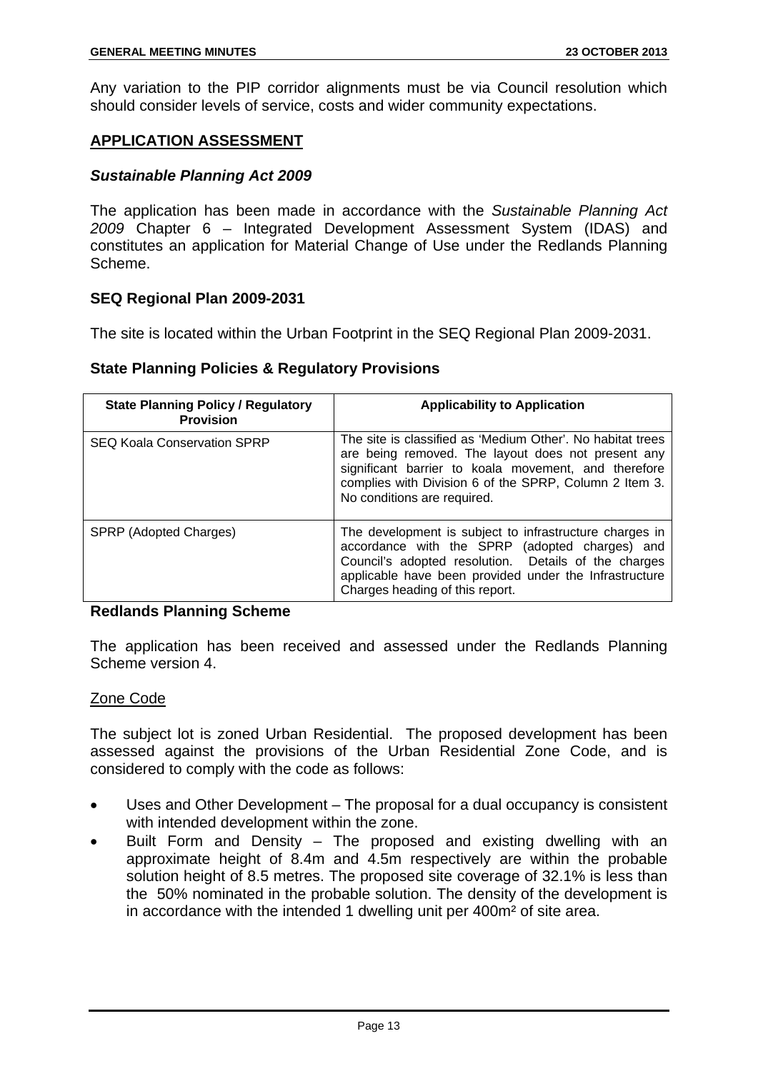Any variation to the PIP corridor alignments must be via Council resolution which should consider levels of service, costs and wider community expectations.

## APPLICATION ASSESSMENT

### *Sustainable Planning Act 2009*

The application has been made in accordance with the *Sustainable Planning Act 2009* Chapter 6 – Integrated Development Assessment System (IDAS) and constitutes an application for Material Change of Use under the Redlands Planning Scheme.

### SEQ Regional Plan 2009-2031

The site is located within the Urban Footprint in the SEQ Regional Plan 2009-2031.

### State Planning Policies & Regulatory Provisions

| State Planning Policy / Regulatory Provision | Applicability to Application |
|---|---|
| SEQ Koala Conservation SPRP | The site is classified as 'Medium Other'. No habitat trees are being removed. The layout does not present any significant barrier to koala movement, and therefore complies with Division 6 of the SPRP, Column 2 Item 3. No conditions are required. |
| SPRP (Adopted Charges) | The development is subject to infrastructure charges in accordance with the SPRP (adopted charges) and Council's adopted resolution. Details of the charges applicable have been provided under the Infrastructure Charges heading of this report. |

### Redlands Planning Scheme

The application has been received and assessed under the Redlands Planning Scheme version 4.

Zone Code

The subject lot is zoned Urban Residential. The proposed development has been assessed against the provisions of the Urban Residential Zone Code, and is considered to comply with the code as follows:

- Uses and Other Development – The proposal for a dual occupancy is consistent with intended development within the zone.
- Built Form and Density – The proposed and existing dwelling with an approximate height of 8.4m and 4.5m respectively are within the probable solution height of 8.5 metres. The proposed site coverage of 32.1% is less than the 50% nominated in the probable solution. The density of the development is in accordance with the intended 1 dwelling unit per 400m² of site area.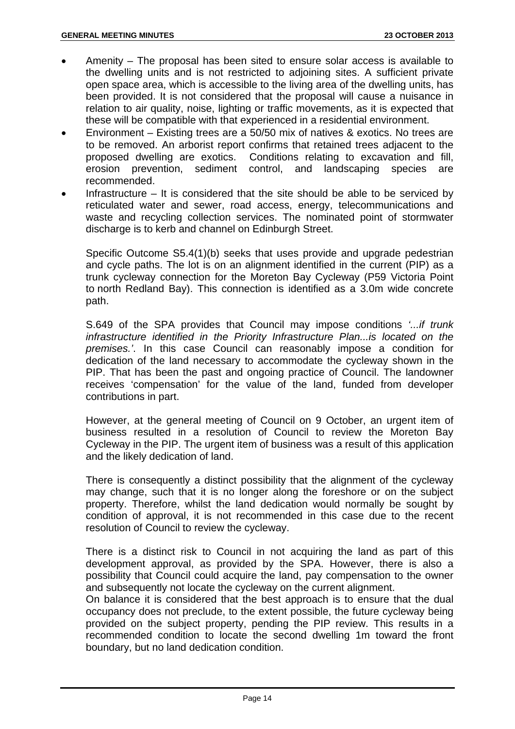- Amenity – The proposal has been sited to ensure solar access is available to the dwelling units and is not restricted to adjoining sites. A sufficient private open space area, which is accessible to the living area of the dwelling units, has been provided. It is not considered that the proposal will cause a nuisance in relation to air quality, noise, lighting or traffic movements, as it is expected that these will be compatible with that experienced in a residential environment.
- Environment – Existing trees are a 50/50 mix of natives & exotics. No trees are to be removed. An arborist report confirms that retained trees adjacent to the proposed dwelling are exotics. Conditions relating to excavation and fill, erosion prevention, sediment control, and landscaping species are recommended.
- Infrastructure – It is considered that the site should be able to be serviced by reticulated water and sewer, road access, energy, telecommunications and waste and recycling collection services. The nominated point of stormwater discharge is to kerb and channel on Edinburgh Street.

Specific Outcome S5.4(1)(b) seeks that uses provide and upgrade pedestrian and cycle paths. The lot is on an alignment identified in the current (PIP) as a trunk cycleway connection for the Moreton Bay Cycleway (P59 Victoria Point to north Redland Bay). This connection is identified as a 3.0m wide concrete path.

S.649 of the SPA provides that Council may impose conditions *'...if trunk infrastructure identified in the Priority Infrastructure Plan...is located on the premises.'*. In this case Council can reasonably impose a condition for dedication of the land necessary to accommodate the cycleway shown in the PIP. That has been the past and ongoing practice of Council. The landowner receives 'compensation' for the value of the land, funded from developer contributions in part.

However, at the general meeting of Council on 9 October, an urgent item of business resulted in a resolution of Council to review the Moreton Bay Cycleway in the PIP. The urgent item of business was a result of this application and the likely dedication of land.

There is consequently a distinct possibility that the alignment of the cycleway may change, such that it is no longer along the foreshore or on the subject property. Therefore, whilst the land dedication would normally be sought by condition of approval, it is not recommended in this case due to the recent resolution of Council to review the cycleway.

There is a distinct risk to Council in not acquiring the land as part of this development approval, as provided by the SPA. However, there is also a possibility that Council could acquire the land, pay compensation to the owner and subsequently not locate the cycleway on the current alignment.

On balance it is considered that the best approach is to ensure that the dual occupancy does not preclude, to the extent possible, the future cycleway being provided on the subject property, pending the PIP review. This results in a recommended condition to locate the second dwelling 1m toward the front boundary, but no land dedication condition.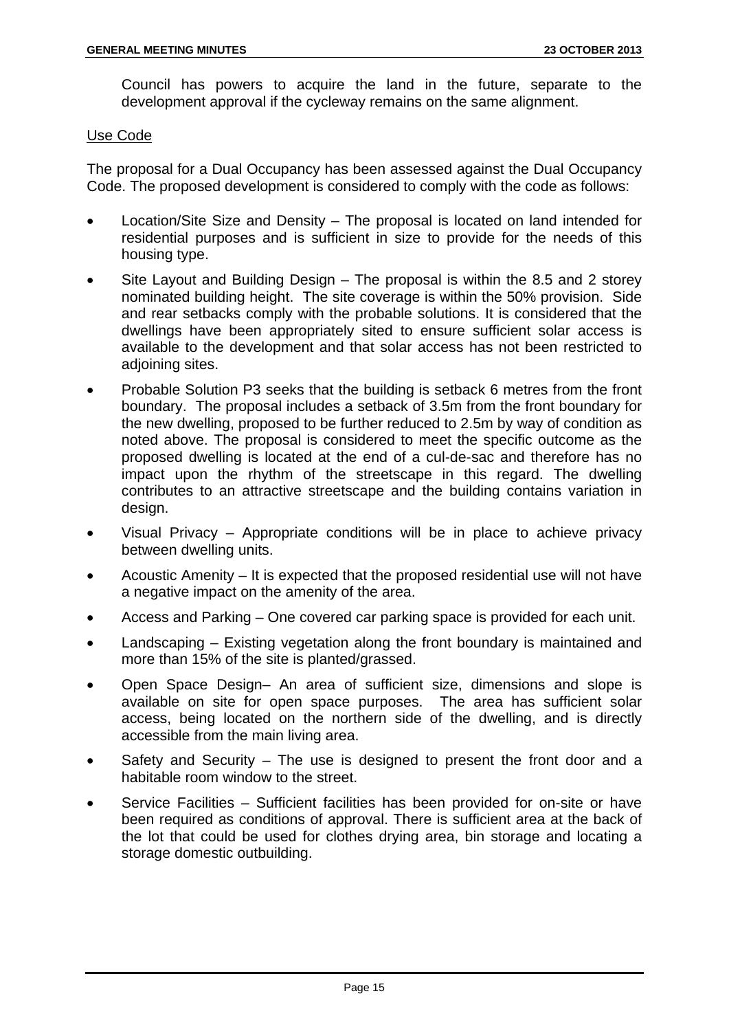Council has powers to acquire the land in the future, separate to the development approval if the cycleway remains on the same alignment.

Use Code

The proposal for a Dual Occupancy has been assessed against the Dual Occupancy Code. The proposed development is considered to comply with the code as follows:

- Location/Site Size and Density – The proposal is located on land intended for residential purposes and is sufficient in size to provide for the needs of this housing type.
- Site Layout and Building Design – The proposal is within the 8.5 and 2 storey nominated building height. The site coverage is within the 50% provision. Side and rear setbacks comply with the probable solutions. It is considered that the dwellings have been appropriately sited to ensure sufficient solar access is available to the development and that solar access has not been restricted to adjoining sites.
- Probable Solution P3 seeks that the building is setback 6 metres from the front boundary. The proposal includes a setback of 3.5m from the front boundary for the new dwelling, proposed to be further reduced to 2.5m by way of condition as noted above. The proposal is considered to meet the specific outcome as the proposed dwelling is located at the end of a cul-de-sac and therefore has no impact upon the rhythm of the streetscape in this regard. The dwelling contributes to an attractive streetscape and the building contains variation in design.
- Visual Privacy – Appropriate conditions will be in place to achieve privacy between dwelling units.
- Acoustic Amenity – It is expected that the proposed residential use will not have a negative impact on the amenity of the area.
- Access and Parking – One covered car parking space is provided for each unit.
- Landscaping – Existing vegetation along the front boundary is maintained and more than 15% of the site is planted/grassed.
- Open Space Design– An area of sufficient size, dimensions and slope is available on site for open space purposes. The area has sufficient solar access, being located on the northern side of the dwelling, and is directly accessible from the main living area.
- Safety and Security – The use is designed to present the front door and a habitable room window to the street.
- Service Facilities – Sufficient facilities has been provided for on-site or have been required as conditions of approval. There is sufficient area at the back of the lot that could be used for clothes drying area, bin storage and locating a storage domestic outbuilding.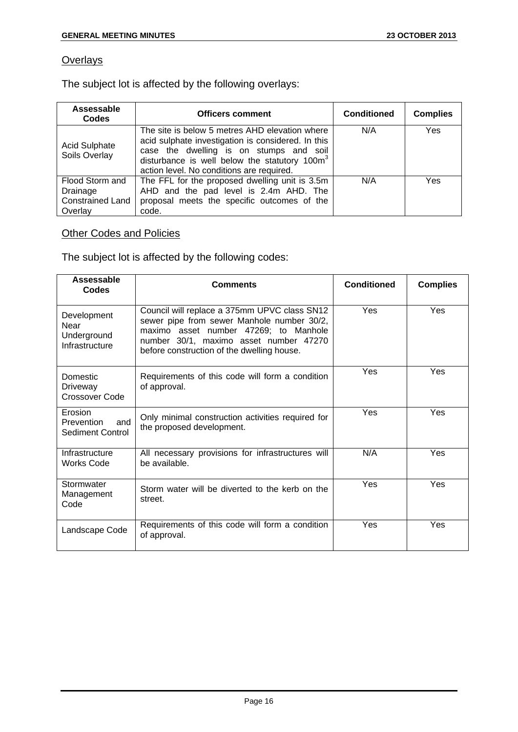Overlays

The subject lot is affected by the following overlays:

| Assessable Codes | Officers comment | Conditioned | Complies |
|---|---|---|---|
| Acid Sulphate Soils Overlay | The site is below 5 metres AHD elevation where acid sulphate investigation is considered. In this case the dwelling is on stumps and soil disturbance is well below the statutory $100m^3$ action level. No conditions are required. | N/A | Yes |
| Flood Storm and Drainage Constrained Land Overlay | The FFL for the proposed dwelling unit is 3.5m AHD and the pad level is 2.4m AHD. The proposal meets the specific outcomes of the code. | N/A | Yes |

Other Codes and Policies

The subject lot is affected by the following codes:

| Assessable Codes | Comments | Conditioned | Complies |
|---|---|---|---|
| Development Near Underground Infrastructure | Council will replace a 375mm UPVC class SN12 sewer pipe from sewer Manhole number 30/2, maximo asset number 47269; to Manhole number 30/1, maximo asset number 47270 before construction of the dwelling house. | Yes | Yes |
| Domestic Driveway Crossover Code | Requirements of this code will form a condition of approval. | Yes | Yes |
| Erosion Prevention and Sediment Control | Only minimal construction activities required for the proposed development. | Yes | Yes |
| Infrastructure Works Code | All necessary provisions for infrastructures will be available. | N/A | Yes |
| Stormwater Management Code | Storm water will be diverted to the kerb on the street. | Yes | Yes |
| Landscape Code | Requirements of this code will form a condition of approval. | Yes | Yes |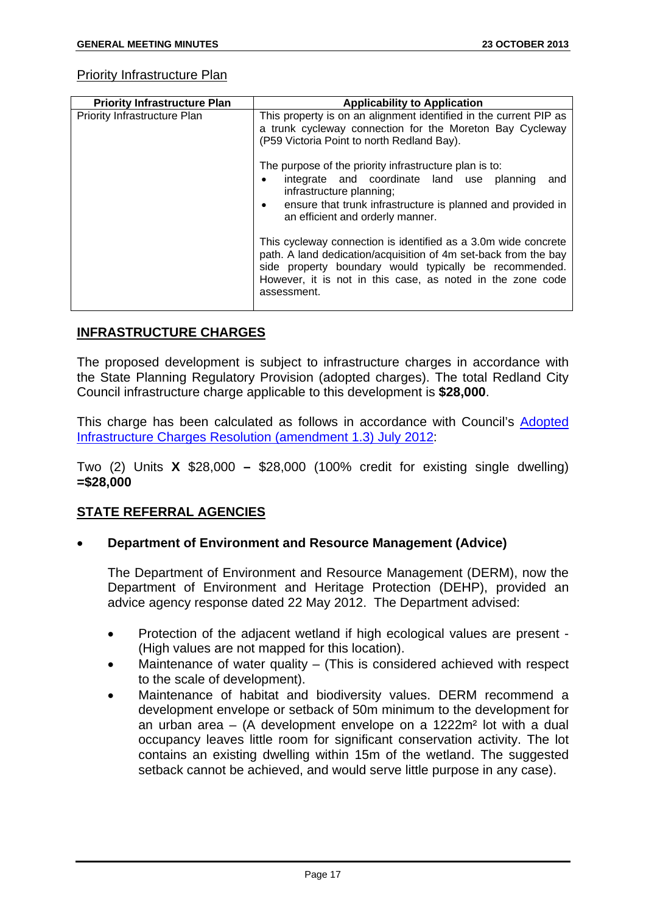Priority Infrastructure Plan

| Priority Infrastructure Plan | Applicability to Application |
|---|---|
| Priority Infrastructure Plan | This property is on an alignment identified in the current PIP as a trunk cycleway connection for the Moreton Bay Cycleway (P59 Victoria Point to north Redland Bay).<br><br>The purpose of the priority infrastructure plan is to:<br>• integrate and coordinate land use planning and infrastructure planning;<br>• ensure that trunk infrastructure is planned and provided in an efficient and orderly manner.<br><br>This cycleway connection is identified as a 3.0m wide concrete path. A land dedication/acquisition of 4m set-back from the bay side property boundary would typically be recommended. However, it is not in this case, as noted in the zone code assessment. |

## INFRASTRUCTURE CHARGES

The proposed development is subject to infrastructure charges in accordance with the State Planning Regulatory Provision (adopted charges). The total Redland City Council infrastructure charge applicable to this development is **$28,000**.

This charge has been calculated as follows in accordance with Council's Adopted Infrastructure Charges Resolution (amendment 1.3) July 2012:

Two (2) Units **X** $28,000 **–** $28,000 (100% credit for existing single dwelling) **=$28,000**

## STATE REFERRAL AGENCIES

- **Department of Environment and Resource Management (Advice)**

  The Department of Environment and Resource Management (DERM), now the Department of Environment and Heritage Protection (DEHP), provided an advice agency response dated 22 May 2012. The Department advised:

  - Protection of the adjacent wetland if high ecological values are present - (High values are not mapped for this location).
  - Maintenance of water quality – (This is considered achieved with respect to the scale of development).
  - Maintenance of habitat and biodiversity values. DERM recommend a development envelope or setback of 50m minimum to the development for an urban area – (A development envelope on a 1222m² lot with a dual occupancy leaves little room for significant conservation activity. The lot contains an existing dwelling within 15m of the wetland. The suggested setback cannot be achieved, and would serve little purpose in any case).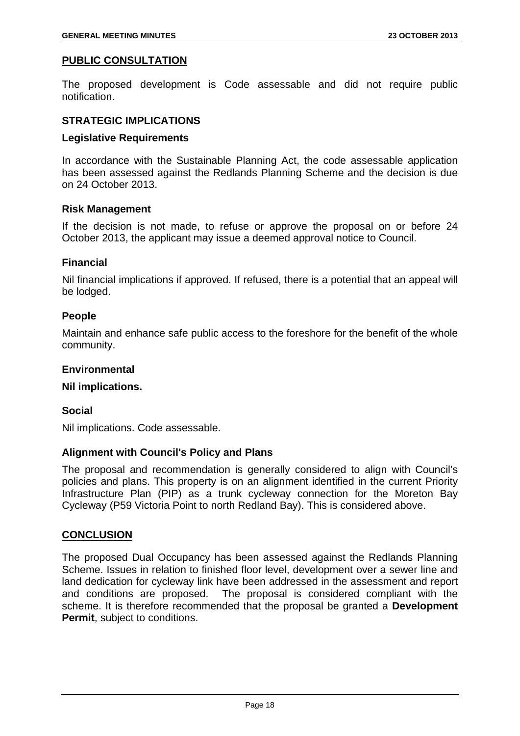## PUBLIC CONSULTATION

The proposed development is Code assessable and did not require public notification.

## STRATEGIC IMPLICATIONS

### Legislative Requirements

In accordance with the Sustainable Planning Act, the code assessable application has been assessed against the Redlands Planning Scheme and the decision is due on 24 October 2013.

### Risk Management

If the decision is not made, to refuse or approve the proposal on or before 24 October 2013, the applicant may issue a deemed approval notice to Council.

### Financial

Nil financial implications if approved. If refused, there is a potential that an appeal will be lodged.

### People

Maintain and enhance safe public access to the foreshore for the benefit of the whole community.

### Environmental

**Nil implications.**

### Social

Nil implications. Code assessable.

### Alignment with Council's Policy and Plans

The proposal and recommendation is generally considered to align with Council's policies and plans. This property is on an alignment identified in the current Priority Infrastructure Plan (PIP) as a trunk cycleway connection for the Moreton Bay Cycleway (P59 Victoria Point to north Redland Bay). This is considered above.

## CONCLUSION

The proposed Dual Occupancy has been assessed against the Redlands Planning Scheme. Issues in relation to finished floor level, development over a sewer line and land dedication for cycleway link have been addressed in the assessment and report and conditions are proposed. The proposal is considered compliant with the scheme. It is therefore recommended that the proposal be granted a **Development Permit**, subject to conditions.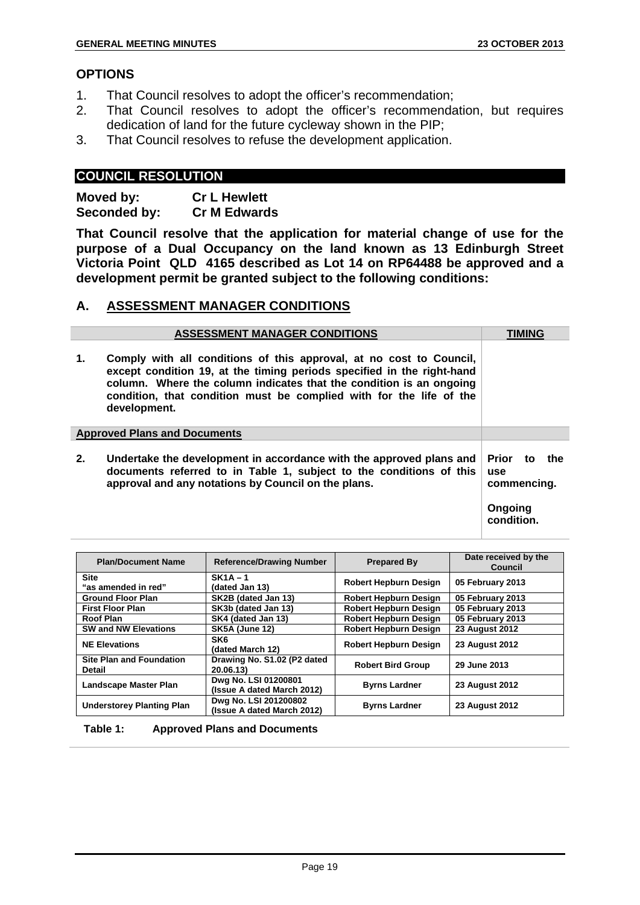## OPTIONS

1. That Council resolves to adopt the officer's recommendation;
2. That Council resolves to adopt the officer's recommendation, but requires dedication of land for the future cycleway shown in the PIP;
3. That Council resolves to refuse the development application.

## COUNCIL RESOLUTION

**Moved by: Cr L Hewlett**
**Seconded by: Cr M Edwards**

**That Council resolve that the application for material change of use for the purpose of a Dual Occupancy on the land known as 13 Edinburgh Street Victoria Point QLD 4165 described as Lot 14 on RP64488 be approved and a development permit be granted subject to the following conditions:**

## A. ASSESSMENT MANAGER CONDITIONS

| ASSESSMENT MANAGER CONDITIONS | TIMING |
|---|---|
| **1. Comply with all conditions of this approval, at no cost to Council, except condition 19, at the timing periods specified in the right-hand column. Where the column indicates that the condition is an ongoing condition, that condition must be complied with for the life of the development.** | |
| **Approved Plans and Documents** | |
| **2. Undertake the development in accordance with the approved plans and documents referred to in Table 1, subject to the conditions of this approval and any notations by Council on the plans.** | **Prior to the use commencing.**<br><br>**Ongoing condition.** |

| Plan/Document Name | Reference/Drawing Number | Prepared By | Date received by the Council |
|---|---|---|---|
| Site "as amended in red" | SK1A – 1 (dated Jan 13) | Robert Hepburn Design | 05 February 2013 |
| Ground Floor Plan | SK2B (dated Jan 13) | Robert Hepburn Design | 05 February 2013 |
| First Floor Plan | SK3b (dated Jan 13) | Robert Hepburn Design | 05 February 2013 |
| Roof Plan | SK4 (dated Jan 13) | Robert Hepburn Design | 05 February 2013 |
| SW and NW Elevations | SK5A (June 12) | Robert Hepburn Design | 23 August 2012 |
| NE Elevations | SK6 (dated March 12) | Robert Hepburn Design | 23 August 2012 |
| Site Plan and Foundation Detail | Drawing No. S1.02 (P2 dated 20.06.13) | Robert Bird Group | 29 June 2013 |
| Landscape Master Plan | Dwg No. LSI 01200801 (Issue A dated March 2012) | Byrns Lardner | 23 August 2012 |
| Understorey Planting Plan | Dwg No. LSI 201200802 (Issue A dated March 2012) | Byrns Lardner | 23 August 2012 |

**Table 1: Approved Plans and Documents**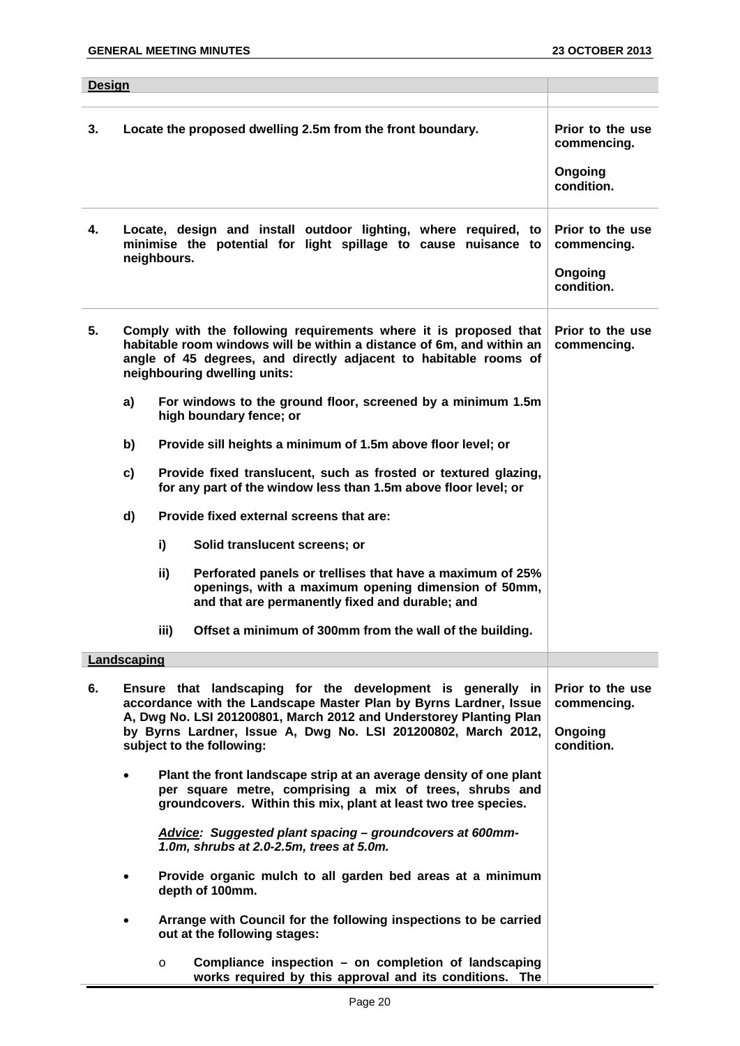| **Design** | |
|---|---|
| **3.** **Locate the proposed dwelling 2.5m from the front boundary.** | **Prior to the use commencing.**<br><br>**Ongoing condition.** |
| **4.** **Locate, design and install outdoor lighting, where required, to minimise the potential for light spillage to cause nuisance to neighbours.** | **Prior to the use commencing.**<br><br>**Ongoing condition.** |
| **5.** **Comply with the following requirements where it is proposed that habitable room windows will be within a distance of 6m, and within an angle of 45 degrees, and directly adjacent to habitable rooms of neighbouring dwelling units:**<br><br>**a) For windows to the ground floor, screened by a minimum 1.5m high boundary fence; or**<br><br>**b) Provide sill heights a minimum of 1.5m above floor level; or**<br><br>**c) Provide fixed translucent, such as frosted or textured glazing, for any part of the window less than 1.5m above floor level; or**<br><br>**d) Provide fixed external screens that are:**<br><br>**i) Solid translucent screens; or**<br><br>**ii) Perforated panels or trellises that have a maximum of 25% openings, with a maximum opening dimension of 50mm, and that are permanently fixed and durable; and**<br><br>**iii) Offset a minimum of 300mm from the wall of the building.** | **Prior to the use commencing.** |
| **Landscaping** | |
| **6.** **Ensure that landscaping for the development is generally in accordance with the Landscape Master Plan by Byrns Lardner, Issue A, Dwg No. LSI 201200801, March 2012 and Understorey Planting Plan by Byrns Lardner, Issue A, Dwg No. LSI 201200802, March 2012, subject to the following:**<br><br>• **Plant the front landscape strip at an average density of one plant per square metre, comprising a mix of trees, shrubs and groundcovers. Within this mix, plant at least two tree species.**<br><br>***Advice: Suggested plant spacing – groundcovers at 600mm-1.0m, shrubs at 2.0-2.5m, trees at 5.0m.***<br><br>• **Provide organic mulch to all garden bed areas at a minimum depth of 100mm.**<br><br>• **Arrange with Council for the following inspections to be carried out at the following stages:**<br><br>o **Compliance inspection – on completion of landscaping works required by this approval and its conditions. The** | **Prior to the use commencing.**<br><br>**Ongoing condition.** |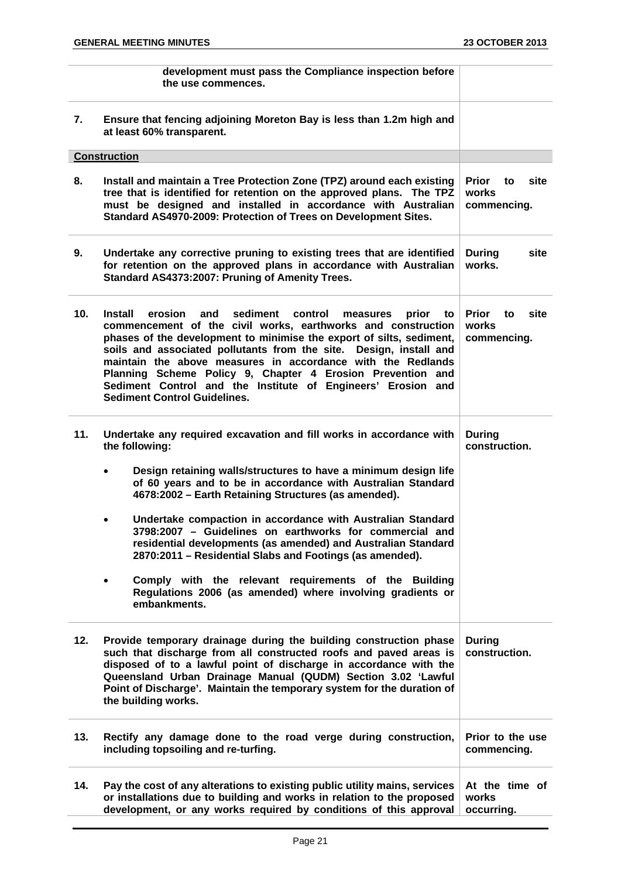| | | |
|---|---|---|
| | **development must pass the Compliance inspection before the use commences.** | |
| **7.** | **Ensure that fencing adjoining Moreton Bay is less than 1.2m high and at least 60% transparent.** | |
| | **Construction** | |
| **8.** | **Install and maintain a Tree Protection Zone (TPZ) around each existing tree that is identified for retention on the approved plans. The TPZ must be designed and installed in accordance with Australian Standard AS4970-2009: Protection of Trees on Development Sites.** | **Prior to site works commencing.** |
| **9.** | **Undertake any corrective pruning to existing trees that are identified for retention on the approved plans in accordance with Australian Standard AS4373:2007: Pruning of Amenity Trees.** | **During site works.** |
| **10.** | **Install erosion and sediment control measures prior to commencement of the civil works, earthworks and construction phases of the development to minimise the export of silts, sediment, soils and associated pollutants from the site. Design, install and maintain the above measures in accordance with the Redlands Planning Scheme Policy 9, Chapter 4 Erosion Prevention and Sediment Control and the Institute of Engineers' Erosion and Sediment Control Guidelines.** | **Prior to site works commencing.** |
| **11.** | **Undertake any required excavation and fill works in accordance with the following:**<br><br>• **Design retaining walls/structures to have a minimum design life of 60 years and to be in accordance with Australian Standard 4678:2002 – Earth Retaining Structures (as amended).**<br><br>• **Undertake compaction in accordance with Australian Standard 3798:2007 – Guidelines on earthworks for commercial and residential developments (as amended) and Australian Standard 2870:2011 – Residential Slabs and Footings (as amended).**<br><br>• **Comply with the relevant requirements of the Building Regulations 2006 (as amended) where involving gradients or embankments.** | **During construction.** |
| **12.** | **Provide temporary drainage during the building construction phase such that discharge from all constructed roofs and paved areas is disposed of to a lawful point of discharge in accordance with the Queensland Urban Drainage Manual (QUDM) Section 3.02 'Lawful Point of Discharge'. Maintain the temporary system for the duration of the building works.** | **During construction.** |
| **13.** | **Rectify any damage done to the road verge during construction, including topsoiling and re-turfing.** | **Prior to the use commencing.** |
| **14.** | **Pay the cost of any alterations to existing public utility mains, services or installations due to building and works in relation to the proposed development, or any works required by conditions of this approval** | **At the time of works occurring.** |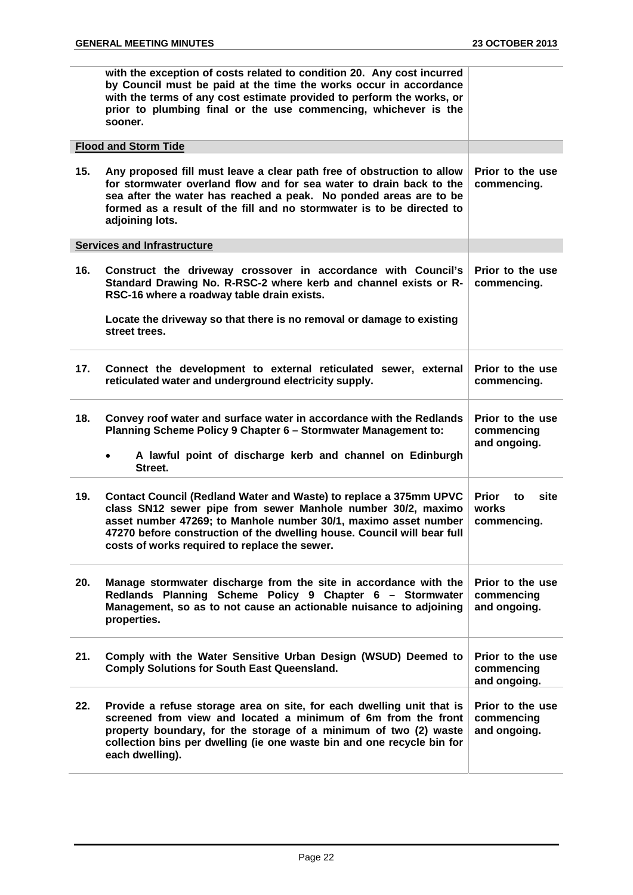|     |     |     |
| --- | --- | --- |
|     | **with the exception of costs related to condition 20. Any cost incurred by Council must be paid at the time the works occur in accordance with the terms of any cost estimate provided to perform the works, or prior to plumbing final or the use commencing, whichever is the sooner.** |     |
| **Flood and Storm Tide** | | |
| **15.** | **Any proposed fill must leave a clear path free of obstruction to allow for stormwater overland flow and for sea water to drain back to the sea after the water has reached a peak. No ponded areas are to be formed as a result of the fill and no stormwater is to be directed to adjoining lots.** | **Prior to the use commencing.** |
| **Services and Infrastructure** | | |
| **16.** | **Construct the driveway crossover in accordance with Council's Standard Drawing No. R-RSC-2 where kerb and channel exists or R-RSC-16 where a roadway table drain exists.**<br><br>**Locate the driveway so that there is no removal or damage to existing street trees.** | **Prior to the use commencing.** |
| **17.** | **Connect the development to external reticulated sewer, external reticulated water and underground electricity supply.** | **Prior to the use commencing.** |
| **18.** | **Convey roof water and surface water in accordance with the Redlands Planning Scheme Policy 9 Chapter 6 – Stormwater Management to:**<br><br>• **A lawful point of discharge kerb and channel on Edinburgh Street.** | **Prior to the use commencing and ongoing.** |
| **19.** | **Contact Council (Redland Water and Waste) to replace a 375mm UPVC class SN12 sewer pipe from sewer Manhole number 30/2, maximo asset number 47269; to Manhole number 30/1, maximo asset number 47270 before construction of the dwelling house. Council will bear full costs of works required to replace the sewer.** | **Prior to site works commencing.** |
| **20.** | **Manage stormwater discharge from the site in accordance with the Redlands Planning Scheme Policy 9 Chapter 6 – Stormwater Management, so as to not cause an actionable nuisance to adjoining properties.** | **Prior to the use commencing and ongoing.** |
| **21.** | **Comply with the Water Sensitive Urban Design (WSUD) Deemed to Comply Solutions for South East Queensland.** | **Prior to the use commencing and ongoing.** |
| **22.** | **Provide a refuse storage area on site, for each dwelling unit that is screened from view and located a minimum of 6m from the front property boundary, for the storage of a minimum of two (2) waste collection bins per dwelling (ie one waste bin and one recycle bin for each dwelling).** | **Prior to the use commencing and ongoing.** |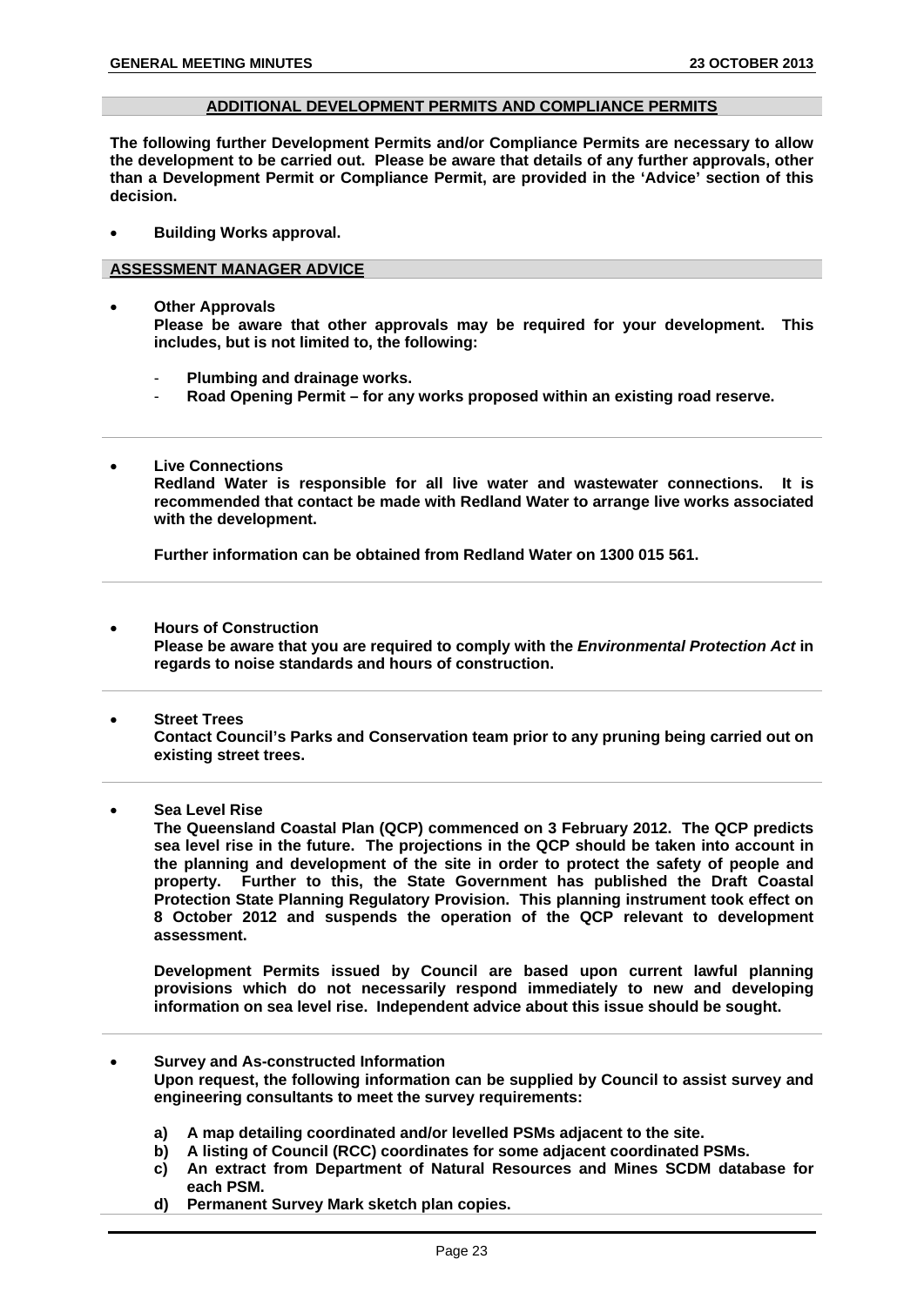## ADDITIONAL DEVELOPMENT PERMITS AND COMPLIANCE PERMITS

**The following further Development Permits and/or Compliance Permits are necessary to allow the development to be carried out. Please be aware that details of any further approvals, other than a Development Permit or Compliance Permit, are provided in the 'Advice' section of this decision.**

- **Building Works approval.**

## ASSESSMENT MANAGER ADVICE

- **Other Approvals**
  **Please be aware that other approvals may be required for your development. This includes, but is not limited to, the following:**

  - **Plumbing and drainage works.**
  - **Road Opening Permit – for any works proposed within an existing road reserve.**

- **Live Connections**
  **Redland Water is responsible for all live water and wastewater connections. It is recommended that contact be made with Redland Water to arrange live works associated with the development.**

  **Further information can be obtained from Redland Water on 1300 015 561.**

- **Hours of Construction**
  **Please be aware that you are required to comply with the *Environmental Protection Act* in regards to noise standards and hours of construction.**

- **Street Trees**
  **Contact Council's Parks and Conservation team prior to any pruning being carried out on existing street trees.**

- **Sea Level Rise**
  **The Queensland Coastal Plan (QCP) commenced on 3 February 2012. The QCP predicts sea level rise in the future. The projections in the QCP should be taken into account in the planning and development of the site in order to protect the safety of people and property. Further to this, the State Government has published the Draft Coastal Protection State Planning Regulatory Provision. This planning instrument took effect on 8 October 2012 and suspends the operation of the QCP relevant to development assessment.**

  **Development Permits issued by Council are based upon current lawful planning provisions which do not necessarily respond immediately to new and developing information on sea level rise. Independent advice about this issue should be sought.**

- **Survey and As-constructed Information**
  **Upon request, the following information can be supplied by Council to assist survey and engineering consultants to meet the survey requirements:**

  **a) A map detailing coordinated and/or levelled PSMs adjacent to the site.**
  **b) A listing of Council (RCC) coordinates for some adjacent coordinated PSMs.**
  **c) An extract from Department of Natural Resources and Mines SCDM database for each PSM.**
  **d) Permanent Survey Mark sketch plan copies.**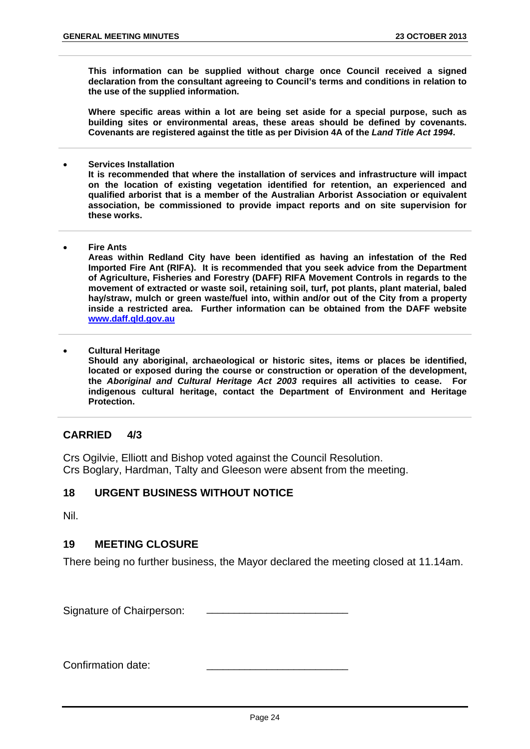**This information can be supplied without charge once Council received a signed declaration from the consultant agreeing to Council's terms and conditions in relation to the use of the supplied information.**

**Where specific areas within a lot are being set aside for a special purpose, such as building sites or environmental areas, these areas should be defined by covenants. Covenants are registered against the title as per Division 4A of the *Land Title Act 1994*.**

- **Services Installation**
  **It is recommended that where the installation of services and infrastructure will impact on the location of existing vegetation identified for retention, an experienced and qualified arborist that is a member of the Australian Arborist Association or equivalent association, be commissioned to provide impact reports and on site supervision for these works.**

- **Fire Ants**
  **Areas within Redland City have been identified as having an infestation of the Red Imported Fire Ant (RIFA). It is recommended that you seek advice from the Department of Agriculture, Fisheries and Forestry (DAFF) RIFA Movement Controls in regards to the movement of extracted or waste soil, retaining soil, turf, pot plants, plant material, baled hay/straw, mulch or green waste/fuel into, within and/or out of the City from a property inside a restricted area. Further information can be obtained from the DAFF website [www.daff.qld.gov.au](www.daff.qld.gov.au)**

- **Cultural Heritage**
  **Should any aboriginal, archaeological or historic sites, items or places be identified, located or exposed during the course or construction or operation of the development, the *Aboriginal and Cultural Heritage Act 2003* requires all activities to cease. For indigenous cultural heritage, contact the Department of Environment and Heritage Protection.**

## CARRIED 4/3

Crs Ogilvie, Elliott and Bishop voted against the Council Resolution.
Crs Boglary, Hardman, Talty and Gleeson were absent from the meeting.

## 18 URGENT BUSINESS WITHOUT NOTICE

Nil.

## 19 MEETING CLOSURE

There being no further business, the Mayor declared the meeting closed at 11.14am.

Signature of Chairperson: \_\_\_\_\_\_\_\_\_\_\_\_\_\_\_\_\_\_\_\_\_\_\_\_

Confirmation date: \_\_\_\_\_\_\_\_\_\_\_\_\_\_\_\_\_\_\_\_\_\_\_\_